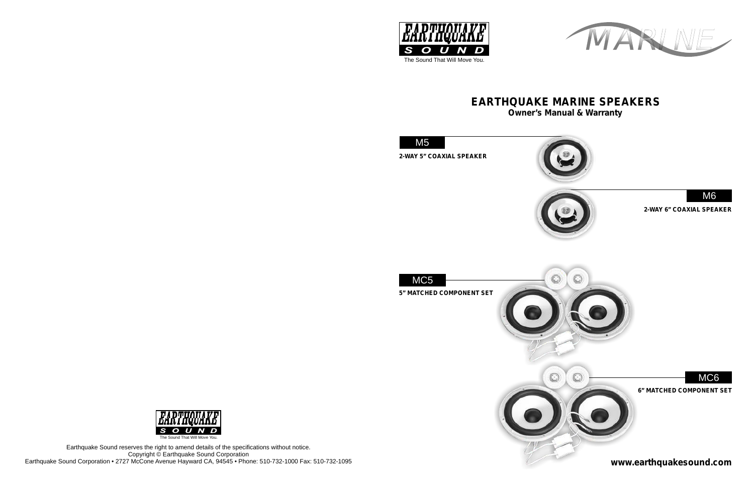EARTHQUAKE SOUND

The Sound That Will Move You.

MARINE

# EARTHQUAKE MARINE SPEAKERS

**Owner's Manual & Warranty**

## M5

**2-WAY 5" COAXIAL SPEAKER**

## M6

**2-WAY 6" COAXIAL SPEAKER**

## MC5

**5" MATCHED COMPONENT SET**

## MC6

**6" MATCHED COMPONENT SET**

**www.earthquakesound.com**

EARTHQUAKE SOUND

The Sound That Will Move You.

Earthquake Sound reserves the right to amend details of the specifications without notice.
Copyright © Earthquake Sound Corporation
Earthquake Sound Corporation • 2727 McCone Avenue Hayward CA, 94545 • Phone: 510-732-1000 Fax: 510-732-1095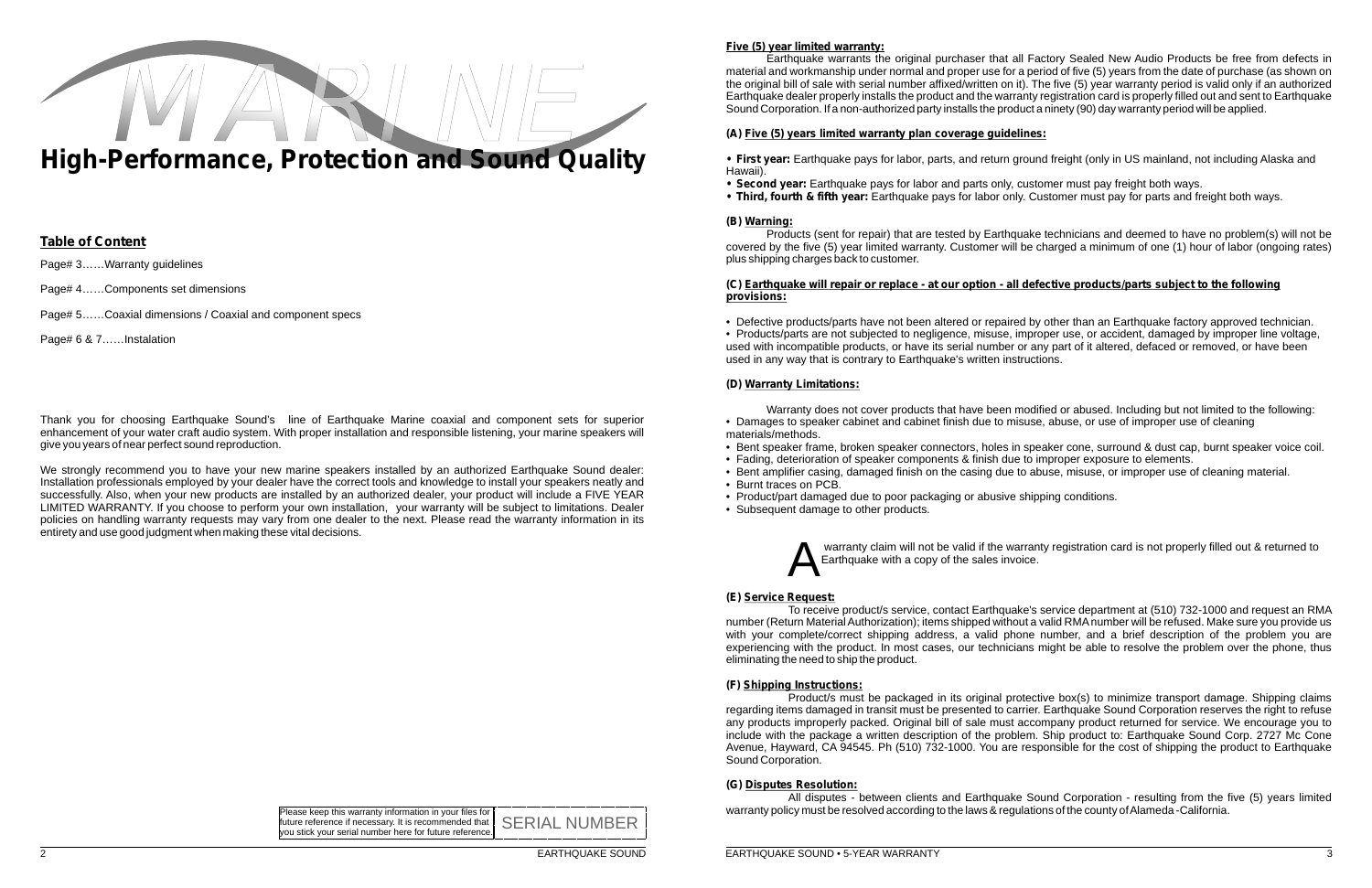MARINE

# High-Performance, Protection and Sound Quality

## Table of Content

Page# 3……Warranty guidelines

Page# 4……Components set dimensions

Page# 5……Coaxial dimensions / Coaxial and component specs

Page# 6 & 7……Instalation

Thank you for choosing Earthquake Sound's line of Earthquake Marine coaxial and component sets for superior enhancement of your water craft audio system. With proper installation and responsible listening, your marine speakers will give you years of near perfect sound reproduction.

We strongly recommend you to have your new marine speakers installed by an authorized Earthquake Sound dealer: Installation professionals employed by your dealer have the correct tools and knowledge to install your speakers neatly and successfully. Also, when your new products are installed by an authorized dealer, your product will include a FIVE YEAR LIMITED WARRANTY. If you choose to perform your own installation, your warranty will be subject to limitations. Dealer policies on handling warranty requests may vary from one dealer to the next. Please read the warranty information in its entirety and use good judgment when making these vital decisions.

Please keep this warranty information in your files for future reference if necessary. It is recommended that you stick your serial number here for future reference. SERIAL NUMBER

## Five (5) year limited warranty:

Earthquake warrants the original purchaser that all Factory Sealed New Audio Products be free from defects in material and workmanship under normal and proper use for a period of five (5) years from the date of purchase (as shown on the original bill of sale with serial number affixed/written on it). The five (5) year warranty period is valid only if an authorized Earthquake dealer properly installs the product and the warranty registration card is properly filled out and sent to Earthquake Sound Corporation. If a non-authorized party installs the product a ninety (90) day warranty period will be applied.

### (A) Five (5) years limited warranty plan coverage guidelines:

- **First year:** Earthquake pays for labor, parts, and return ground freight (only in US mainland, not including Alaska and Hawaii).
- **Second year:** Earthquake pays for labor and parts only, customer must pay freight both ways.
- **Third, fourth & fifth year:** Earthquake pays for labor only. Customer must pay for parts and freight both ways.

### (B) Warning:

Products (sent for repair) that are tested by Earthquake technicians and deemed to have no problem(s) will not be covered by the five (5) year limited warranty. Customer will be charged a minimum of one (1) hour of labor (ongoing rates) plus shipping charges back to customer.

### (C) Earthquake will repair or replace - at our option - all defective products/parts subject to the following provisions:

- Defective products/parts have not been altered or repaired by other than an Earthquake factory approved technician.
- Products/parts are not subjected to negligence, misuse, improper use, or accident, damaged by improper line voltage, used with incompatible products, or have its serial number or any part of it altered, defaced or removed, or have been used in any way that is contrary to Earthquake's written instructions.

### (D) Warranty Limitations:

Warranty does not cover products that have been modified or abused. Including but not limited to the following:

- Damages to speaker cabinet and cabinet finish due to misuse, abuse, or use of improper use of cleaning materials/methods.
- Bent speaker frame, broken speaker connectors, holes in speaker cone, surround & dust cap, burnt speaker voice coil.
- Fading, deterioration of speaker components & finish due to improper exposure to elements.
- Bent amplifier casing, damaged finish on the casing due to abuse, misuse, or improper use of cleaning material.
- Burnt traces on PCB.
- Product/part damaged due to poor packaging or abusive shipping conditions.
- Subsequent damage to other products.

A warranty claim will not be valid if the warranty registration card is not properly filled out & returned to Earthquake with a copy of the sales invoice.

### (E) Service Request:

To receive product/s service, contact Earthquake's service department at (510) 732-1000 and request an RMA number (Return Material Authorization); items shipped without a valid RMA number will be refused. Make sure you provide us with your complete/correct shipping address, a valid phone number, and a brief description of the problem you are experiencing with the product. In most cases, our technicians might be able to resolve the problem over the phone, thus eliminating the need to ship the product.

### (F) Shipping Instructions:

Product/s must be packaged in its original protective box(s) to minimize transport damage. Shipping claims regarding items damaged in transit must be presented to carrier. Earthquake Sound Corporation reserves the right to refuse any products improperly packed. Original bill of sale must accompany product returned for service. We encourage you to include with the package a written description of the problem. Ship product to: Earthquake Sound Corp. 2727 Mc Cone Avenue, Hayward, CA 94545. Ph (510) 732-1000. You are responsible for the cost of shipping the product to Earthquake Sound Corporation.

### (G) Disputes Resolution:

All disputes - between clients and Earthquake Sound Corporation - resulting from the five (5) years limited warranty policy must be resolved according to the laws & regulations of the county of Alameda -California.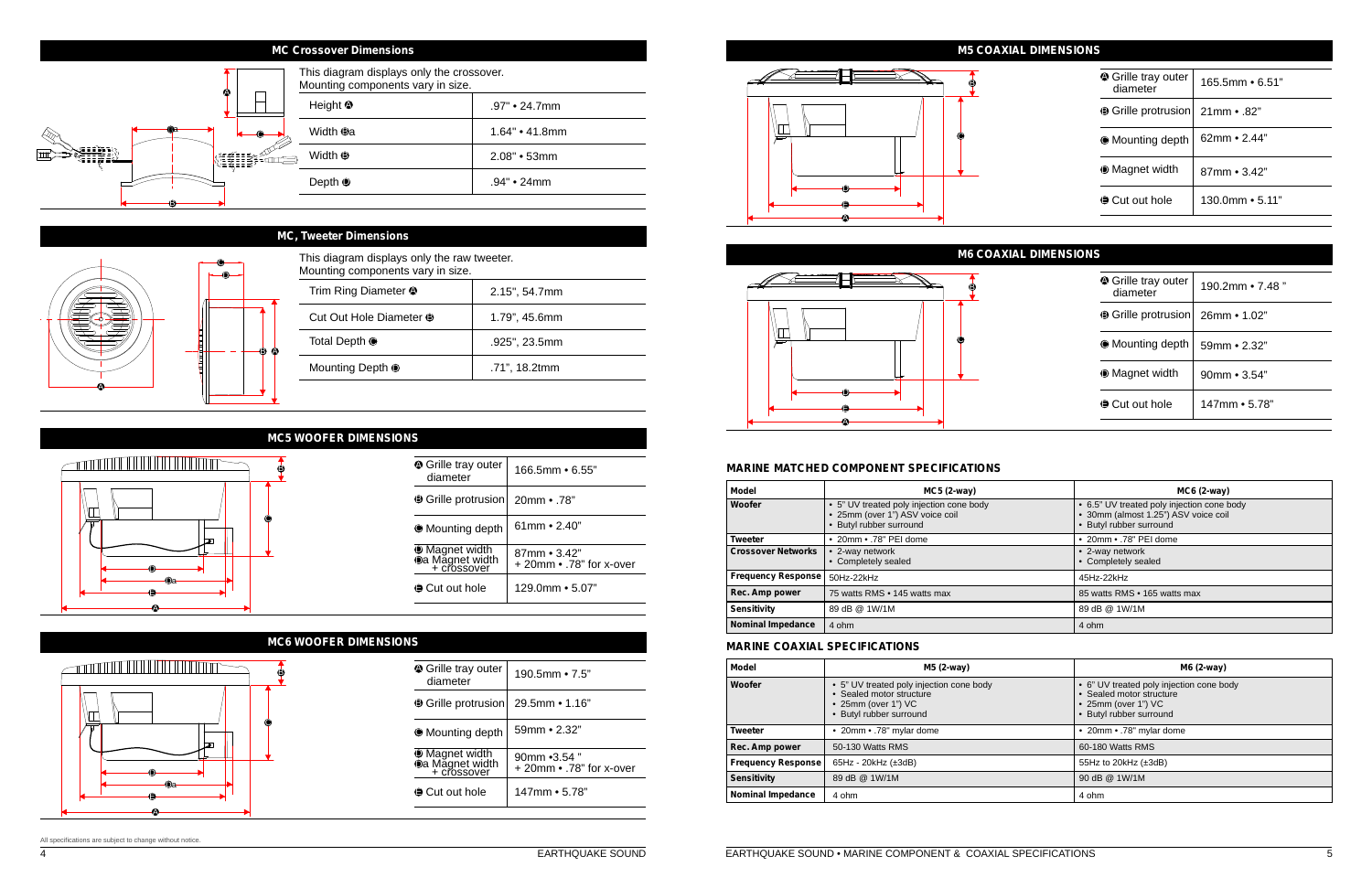## MC Crossover Dimensions

This diagram displays only the crossover.
Mounting components vary in size.

| | |
|---|---|
| Height Ⓐ | .97" • 24.7mm |
| Width Ⓑa | 1.64" • 41.8mm |
| Width Ⓑ | 2.08" • 53mm |
| Depth Ⓓ | .94" • 24mm |

## MC, Tweeter Dimensions

This diagram displays only the raw tweeter.
Mounting components vary in size.

| | |
|---|---|
| Trim Ring Diameter Ⓐ | 2.15", 54.7mm |
| Cut Out Hole Diameter Ⓑ | 1.79", 45.6mm |
| Total Depth Ⓒ | .925", 23.5mm |
| Mounting Depth Ⓓ | .71", 18.2tmm |

## MC5 WOOFER DIMENSIONS

| | |
|---|---|
| Ⓐ Grille tray outer diameter | 166.5mm • 6.55" |
| Ⓑ Grille protrusion | 20mm • .78" |
| Ⓒ Mounting depth | 61mm • 2.40" |
| Ⓓ Magnet width<br>Ⓓa Magnet width + crossover | 87mm • 3.42"<br>+ 20mm • .78" for x-over |
| Ⓔ Cut out hole | 129.0mm • 5.07" |

## MC6 WOOFER DIMENSIONS

| | |
|---|---|
| Ⓐ Grille tray outer diameter | 190.5mm • 7.5" |
| Ⓑ Grille protrusion | 29.5mm • 1.16" |
| Ⓒ Mounting depth | 59mm • 2.32" |
| Ⓓ Magnet width<br>Ⓓa Magnet width + crossover | 90mm •3.54 "<br>+ 20mm • .78" for x-over |
| Ⓔ Cut out hole | 147mm • 5.78" |

All specifications are subject to change without notice.

## M5 COAXIAL DIMENSIONS

| | |
|---|---|
| Ⓐ Grille tray outer diameter | 165.5mm • 6.51" |
| Ⓑ Grille protrusion | 21mm • .82" |
| Ⓒ Mounting depth | 62mm • 2.44" |
| Ⓓ Magnet width | 87mm • 3.42" |
| Ⓔ Cut out hole | 130.0mm • 5.11" |

## M6 COAXIAL DIMENSIONS

| | |
|---|---|
| Ⓐ Grille tray outer diameter | 190.2mm • 7.48 " |
| Ⓑ Grille protrusion | 26mm • 1.02" |
| Ⓒ Mounting depth | 59mm • 2.32" |
| Ⓓ Magnet width | 90mm • 3.54" |
| Ⓔ Cut out hole | 147mm • 5.78" |

## MARINE MATCHED COMPONENT SPECIFICATIONS

| Model | MC5 (2-way) | MC6 (2-way) |
|---|---|---|
| Woofer | • 5" UV treated poly injection cone body<br>• 25mm (over 1") ASV voice coil<br>• Butyl rubber surround | • 6.5" UV treated poly injection cone body<br>• 30mm (almost 1.25") ASV voice coil<br>• Butyl rubber surround |
| Tweeter | • 20mm • .78" PEI dome | • 20mm • .78" PEI dome |
| Crossover Networks | • 2-way network<br>• Completely sealed | • 2-way network<br>• Completely sealed |
| Frequency Response | 50Hz-22kHz | 45Hz-22kHz |
| Rec. Amp power | 75 watts RMS • 145 watts max | 85 watts RMS • 165 watts max |
| Sensitivity | 89 dB @ 1W/1M | 89 dB @ 1W/1M |
| Nominal Impedance | 4 ohm | 4 ohm |

## MARINE COAXIAL SPECIFICATIONS

| Model | M5 (2-way) | M6 (2-way) |
|---|---|---|
| Woofer | • 5" UV treated poly injection cone body<br>• Sealed motor structure<br>• 25mm (over 1") VC<br>• Butyl rubber surround | • 6" UV treated poly injection cone body<br>• Sealed motor structure<br>• 25mm (over 1") VC<br>• Butyl rubber surround |
| Tweeter | • 20mm • .78" mylar dome | • 20mm • .78" mylar dome |
| Rec. Amp power | 50-130 Watts RMS | 60-180 Watts RMS |
| Frequency Response | 65Hz - 20kHz (±3dB) | 55Hz to 20kHz (±3dB) |
| Sensitivity | 89 dB @ 1W/1M | 90 dB @ 1W/1M |
| Nominal Impedance | 4 ohm | 4 ohm |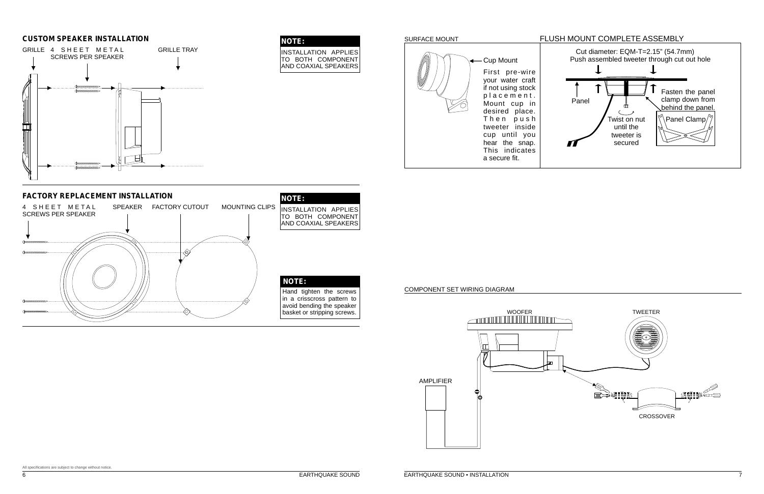## CUSTOM SPEAKER INSTALLATION

GRILLE

4 SHEET METAL SCREWS PER SPEAKER

GRILLE TRAY

**NOTE:**

INSTALLATION APPLIES TO BOTH COMPONENT AND COAXIAL SPEAKERS

## FACTORY REPLACEMENT INSTALLATION

4 SHEET METAL SCREWS PER SPEAKER

SPEAKER

FACTORY CUTOUT

MOUNTING CLIPS

**NOTE:**

INSTALLATION APPLIES TO BOTH COMPONENT AND COAXIAL SPEAKERS

**NOTE:**

Hand tighten the screws in a crisscross pattern to avoid bending the speaker basket or stripping screws.

All specifications are subject to change without notice.

SURFACE MOUNT

Cup Mount

First pre-wire your water craft if not using stock placement. Mount cup in desired place. Then push tweeter inside cup until you hear the snap. This indicates a secure fit.

FLUSH MOUNT COMPLETE ASSEMBLY

Cut diameter: EQM-T=2.15" (54.7mm)

Push assembled tweeter through cut out hole

Panel

Fasten the panel clamp down from behind the panel.

Twist on nut until the tweeter is secured

Panel Clamp

COMPONENT SET WIRING DIAGRAM

WOOFER

TWEETER

AMPLIFIER

CROSSOVER